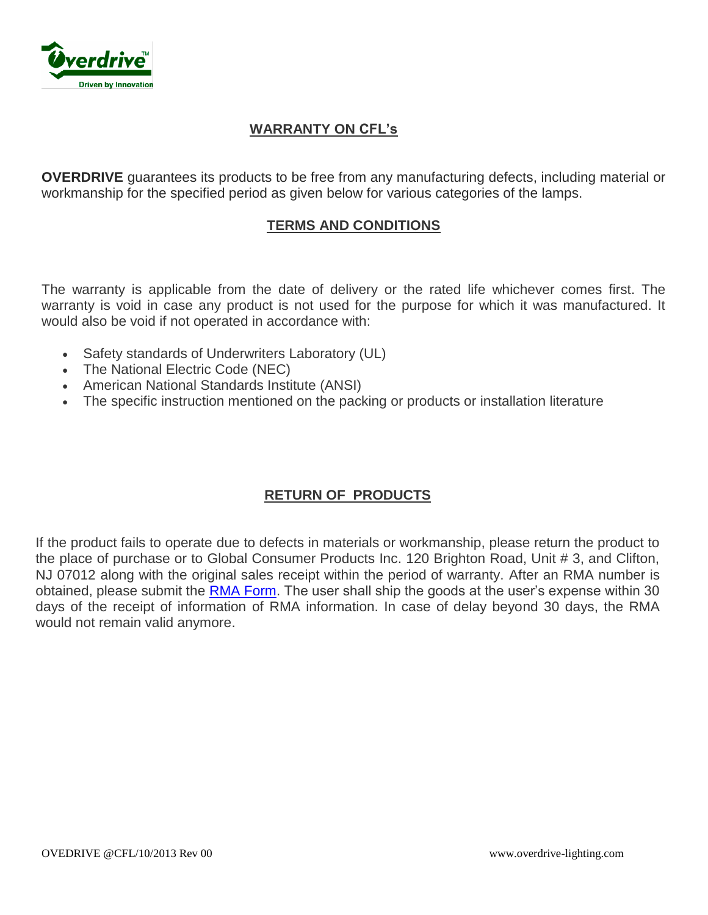## WARRANTY ON CFL's

**OVERDRIVE** guarantees its products to be free from any manufacturing defects, including material or workmanship for the specified period as given below for various categories of the lamps.

## TERMS AND CONDITIONS

The warranty is applicable from the date of delivery or the rated life whichever comes first. The warranty is void in case any product is not used for the purpose for which it was manufactured. It would also be void if not operated in accordance with:

- Safety standards of Underwriters Laboratory (UL)
- The National Electric Code (NEC)
- American National Standards Institute (ANSI)
- The specific instruction mentioned on the packing or products or installation literature

## RETURN OF PRODUCTS

If the product fails to operate due to defects in materials or workmanship, please return the product to the place of purchase or to Global Consumer Products Inc. 120 Brighton Road, Unit # 3, and Clifton, NJ 07012 along with the original sales receipt within the period of warranty. After an RMA number is obtained, please submit the RMA Form. The user shall ship the goods at the user's expense within 30 days of the receipt of information of RMA information. In case of delay beyond 30 days, the RMA would not remain valid anymore.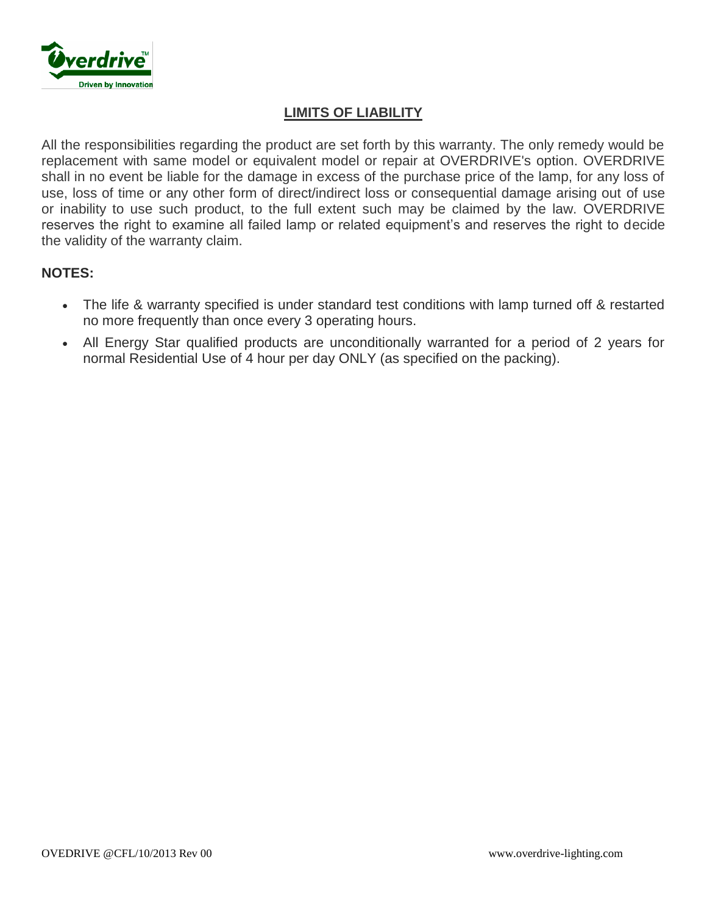## LIMITS OF LIABILITY

All the responsibilities regarding the product are set forth by this warranty. The only remedy would be replacement with same model or equivalent model or repair at OVERDRIVE's option. OVERDRIVE shall in no event be liable for the damage in excess of the purchase price of the lamp, for any loss of use, loss of time or any other form of direct/indirect loss or consequential damage arising out of use or inability to use such product, to the full extent such may be claimed by the law. OVERDRIVE reserves the right to examine all failed lamp or related equipment's and reserves the right to decide the validity of the warranty claim.

**NOTES:**

- The life & warranty specified is under standard test conditions with lamp turned off & restarted no more frequently than once every 3 operating hours.
- All Energy Star qualified products are unconditionally warranted for a period of 2 years for normal Residential Use of 4 hour per day ONLY (as specified on the packing).